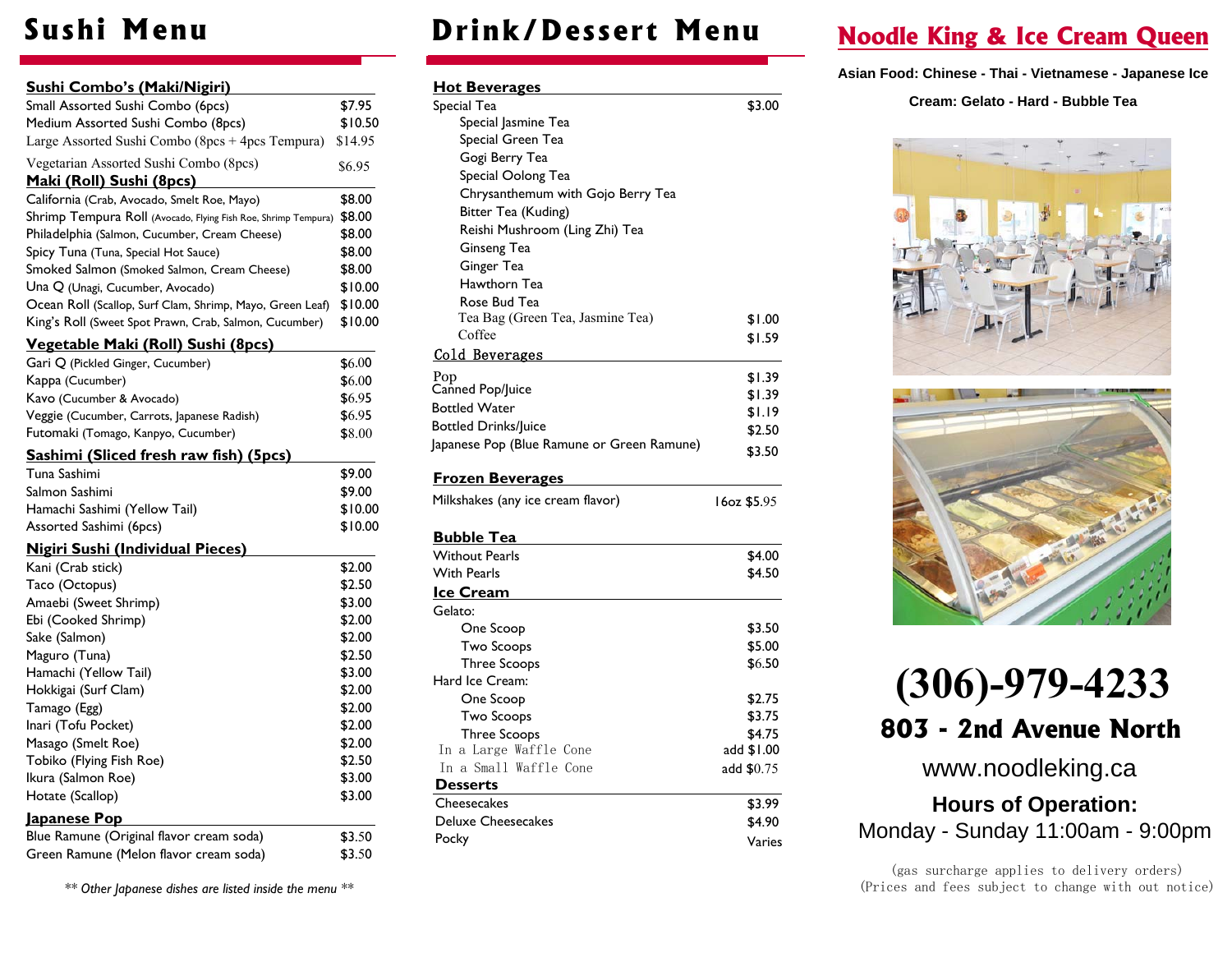# Sushi Menu

## Sushi Combo's (Maki/Nigiri)

| Item | Price |
|---|---|
| Small Assorted Sushi Combo (6pcs) | $7.95 |
| Medium Assorted Sushi Combo (8pcs) | $10.50 |
| Large Assorted Sushi Combo (8pcs + 4pcs Tempura) | $14.95 |
| Vegetarian Assorted Sushi Combo (8pcs) | $6.95 |

## Maki (Roll) Sushi (8pcs)

| Item | Price |
|---|---|
| California (Crab, Avocado, Smelt Roe, Mayo) | $8.00 |
| Shrimp Tempura Roll (Avocado, Flying Fish Roe, Shrimp Tempura) | $8.00 |
| Philadelphia (Salmon, Cucumber, Cream Cheese) | $8.00 |
| Spicy Tuna (Tuna, Special Hot Sauce) | $8.00 |
| Smoked Salmon (Smoked Salmon, Cream Cheese) | $8.00 |
| Una Q (Unagi, Cucumber, Avocado) | $10.00 |
| Ocean Roll (Scallop, Surf Clam, Shrimp, Mayo, Green Leaf) | $10.00 |
| King's Roll (Sweet Spot Prawn, Crab, Salmon, Cucumber) | $10.00 |

## Vegetable Maki (Roll) Sushi (8pcs)

| Item | Price |
|---|---|
| Gari Q (Pickled Ginger, Cucumber) | $6.00 |
| Kappa (Cucumber) | $6.00 |
| Kavo (Cucumber & Avocado) | $6.95 |
| Veggie (Cucumber, Carrots, Japanese Radish) | $6.95 |
| Futomaki (Tomago, Kanpyo, Cucumber) | $8.00 |

## Sashimi (Sliced fresh raw fish) (5pcs)

| Item | Price |
|---|---|
| Tuna Sashimi | $9.00 |
| Salmon Sashimi | $9.00 |
| Hamachi Sashimi (Yellow Tail) | $10.00 |
| Assorted Sashimi (6pcs) | $10.00 |

## Nigiri Sushi (Individual Pieces)

| Item | Price |
|---|---|
| Kani (Crab stick) | $2.00 |
| Taco (Octopus) | $2.50 |
| Amaebi (Sweet Shrimp) | $3.00 |
| Ebi (Cooked Shrimp) | $2.00 |
| Sake (Salmon) | $2.00 |
| Maguro (Tuna) | $2.50 |
| Hamachi (Yellow Tail) | $3.00 |
| Hokkigai (Surf Clam) | $2.00 |
| Tamago (Egg) | $2.00 |
| Inari (Tofu Pocket) | $2.00 |
| Masago (Smelt Roe) | $2.00 |
| Tobiko (Flying Fish Roe) | $2.50 |
| Ikura (Salmon Roe) | $3.00 |
| Hotate (Scallop) | $3.00 |

## Japanese Pop

| Item | Price |
|---|---|
| Blue Ramune (Original flavor cream soda) | $3.50 |
| Green Ramune (Melon flavor cream soda) | $3.50 |

*\*\* Other Japanese dishes are listed inside the menu \*\**

# Drink/Dessert Menu

## Hot Beverages

| Item | Price |
|---|---|
| Special Tea | $3.00 |
| Special Jasmine Tea | |
| Special Green Tea | |
| Gogi Berry Tea | |
| Special Oolong Tea | |
| Chrysanthemum with Gojo Berry Tea | |
| Bitter Tea (Kuding) | |
| Reishi Mushroom (Ling Zhi) Tea | |
| Ginseng Tea | |
| Ginger Tea | |
| Hawthorn Tea | |
| Rose Bud Tea | |
| Tea Bag (Green Tea, Jasmine Tea) | $1.00 |
| Coffee | $1.59 |

## Cold Beverages

| Item | Price |
|---|---|
| Pop | $1.39 |
| Canned Pop/Juice | $1.39 |
| Bottled Water | $1.19 |
| Bottled Drinks/Juice | $2.50 |
| Japanese Pop (Blue Ramune or Green Ramune) | $3.50 |

## Frozen Beverages

| Item | Price |
|---|---|
| Milkshakes (any ice cream flavor) | 16oz $5.95 |

## Bubble Tea

| Item | Price |
|---|---|
| Without Pearls | $4.00 |
| With Pearls | $4.50 |

## Ice Cream

| Item | Price |
|---|---|
| Gelato: | |
| One Scoop | $3.50 |
| Two Scoops | $5.00 |
| Three Scoops | $6.50 |
| Hard Ice Cream: | |
| One Scoop | $2.75 |
| Two Scoops | $3.75 |
| Three Scoops | $4.75 |
| In a Large Waffle Cone | add $1.00 |
| In a Small Waffle Cone | add $0.75 |

## Desserts

| Item | Price |
|---|---|
| Cheesecakes | $3.99 |
| Deluxe Cheesecakes | $4.90 |
| Pocky | Varies |

# Noodle King & Ice Cream Queen

**Asian Food: Chinese - Thai - Vietnamese - Japanese Ice Cream: Gelato - Hard - Bubble Tea**

# (306)-979-4233

## 803 - 2nd Avenue North

www.noodleking.ca

**Hours of Operation:**
Monday - Sunday 11:00am - 9:00pm

(gas surcharge applies to delivery orders)
(Prices and fees subject to change with out notice)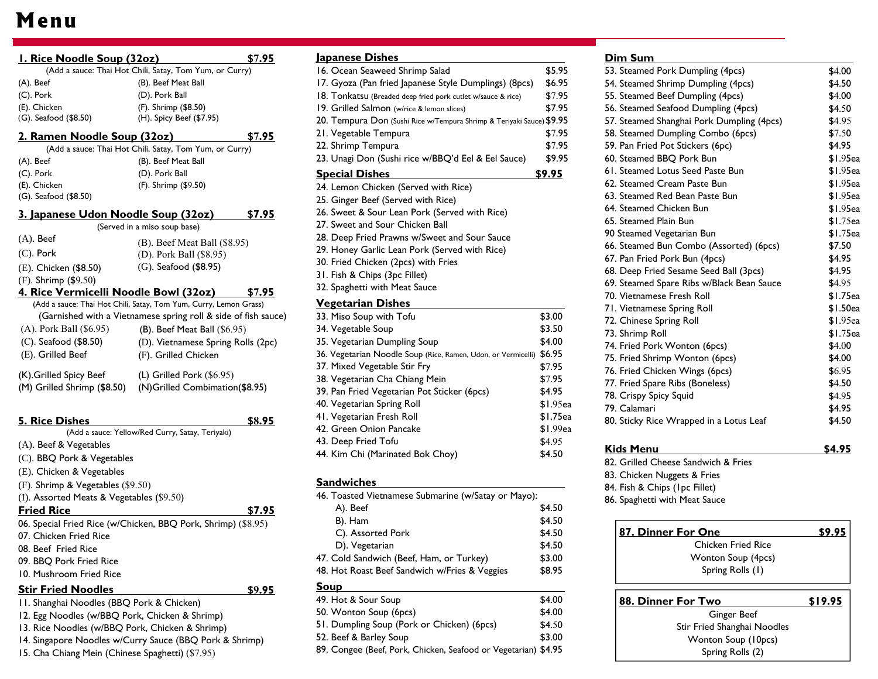# Menu

## 1. Rice Noodle Soup (32oz) $7.95

(Add a sauce: Thai Hot Chili, Satay, Tom Yum, or Curry)

- (A). Beef
- (B). Beef Meat Ball
- (C). Pork
- (D). Pork Ball
- (E). Chicken
- (F). Shrimp ($8.50)
- (G). Seafood ($8.50)
- (H). Spicy Beef ($7.95)

## 2. Ramen Noodle Soup (32oz) $7.95

(Add a sauce: Thai Hot Chili, Satay, Tom Yum, or Curry)

- (A). Beef
- (B). Beef Meat Ball
- (C). Pork
- (D). Pork Ball
- (E). Chicken
- (F). Shrimp ($9.50)
- (G). Seafood ($8.50)

## 3. Japanese Udon Noodle Soup (32oz) $7.95

(Served in a miso soup base)

- (A). Beef
- (B). Beef Meat Ball ($8.95)
- (C). Pork
- (D). Pork Ball ($8.95)
- (E). Chicken ($8.50)
- (G). Seafood ($8.95)
- (F). Shrimp ($9.50)

## 4. Rice Vermicelli Noodle Bowl (32oz) $7.95

(Add a sauce: Thai Hot Chili, Satay, Tom Yum, Curry, Lemon Grass)

(Garnished with a Vietnamese spring roll & side of fish sauce)

- (A). Pork Ball ($6.95)
- (B). Beef Meat Ball ($6.95)
- (C). Seafood ($8.50)
- (D). Vietnamese Spring Rolls (2pc)
- (E). Grilled Beef
- (F). Grilled Chicken
- (K).Grilled Spicy Beef
- (L) Grilled Pork ($6.95)
- (M) Grilled Shrimp ($8.50)
- (N)Grilled Combination($8.95)

## 5. Rice Dishes $8.95

(Add a sauce: Yellow/Red Curry, Satay, Teriyaki)

- (A). Beef & Vegetables
- (C). BBQ Pork & Vegetables
- (E). Chicken & Vegetables
- (F). Shrimp & Vegetables ($9.50)
- (I). Assorted Meats & Vegetables ($9.50)

## Fried Rice $7.95

- 06. Special Fried Rice (w/Chicken, BBQ Pork, Shrimp) ($8.95)
- 07. Chicken Fried Rice
- 08. Beef Fried Rice
- 09. BBQ Pork Fried Rice
- 10. Mushroom Fried Rice

## Stir Fried Noodles $9.95

- 11. Shanghai Noodles (BBQ Pork & Chicken)
- 12. Egg Noodles (w/BBQ Pork, Chicken & Shrimp)
- 13. Rice Noodles (w/BBQ Pork, Chicken & Shrimp)
- 14. Singapore Noodles w/Curry Sauce (BBQ Pork & Shrimp)
- 15. Cha Chiang Mein (Chinese Spaghetti) ($7.95)

## Japanese Dishes

| | |
|---|---|
| 16. Ocean Seaweed Shrimp Salad | $5.95 |
| 17. Gyoza (Pan fried Japanese Style Dumplings) (8pcs) | $6.95 |
| 18. Tonkatsu (Breaded deep fried pork cutlet w/sauce & rice) | $7.95 |
| 19. Grilled Salmon (w/rice & lemon slices) | $7.95 |
| 20. Tempura Don (Sushi Rice w/Tempura Shrimp & Teriyaki Sauce) | $9.95 |
| 21. Vegetable Tempura | $7.95 |
| 22. Shrimp Tempura | $7.95 |
| 23. Unagi Don (Sushi rice w/BBQ'd Eel & Eel Sauce) | $9.95 |

## Special Dishes $9.95

- 24. Lemon Chicken (Served with Rice)
- 25. Ginger Beef (Served with Rice)
- 26. Sweet & Sour Lean Pork (Served with Rice)
- 27. Sweet and Sour Chicken Ball
- 28. Deep Fried Prawns w/Sweet and Sour Sauce
- 29. Honey Garlic Lean Pork (Served with Rice)
- 30. Fried Chicken (2pcs) with Fries
- 31. Fish & Chips (3pc Fillet)
- 32. Spaghetti with Meat Sauce

## Vegetarian Dishes

| | |
|---|---|
| 33. Miso Soup with Tofu | $3.00 |
| 34. Vegetable Soup | $3.50 |
| 35. Vegetarian Dumpling Soup | $4.00 |
| 36. Vegetarian Noodle Soup (Rice, Ramen, Udon, or Vermicelli) | $6.95 |
| 37. Mixed Vegetable Stir Fry | $7.95 |
| 38. Vegetarian Cha Chiang Mein | $7.95 |
| 39. Pan Fried Vegetarian Pot Sticker (6pcs) | $4.95 |
| 40. Vegetarian Spring Roll | $1.95ea |
| 41. Vegetarian Fresh Roll | $1.75ea |
| 42. Green Onion Pancake | $1.99ea |
| 43. Deep Fried Tofu | $4.95 |
| 44. Kim Chi (Marinated Bok Choy) | $4.50 |

## Sandwiches

| | |
|---|---|
| 46. Toasted Vietnamese Submarine (w/Satay or Mayo): | |
| A). Beef | $4.50 |
| B). Ham | $4.50 |
| C). Assorted Pork | $4.50 |
| D). Vegetarian | $4.50 |
| 47. Cold Sandwich (Beef, Ham, or Turkey) | $3.00 |
| 48. Hot Roast Beef Sandwich w/Fries & Veggies | $8.95 |

## Soup

| | |
|---|---|
| 49. Hot & Sour Soup | $4.00 |
| 50. Wonton Soup (6pcs) | $4.00 |
| 51. Dumpling Soup (Pork or Chicken) (6pcs) | $4.50 |
| 52. Beef & Barley Soup | $3.00 |
| 89. Congee (Beef, Pork, Chicken, Seafood or Vegetarian) | $4.95 |

## Dim Sum

| | |
|---|---|
| 53. Steamed Pork Dumpling (4pcs) | $4.00 |
| 54. Steamed Shrimp Dumpling (4pcs) | $4.50 |
| 55. Steamed Beef Dumpling (4pcs) | $4.00 |
| 56. Steamed Seafood Dumpling (4pcs) | $4.50 |
| 57. Steamed Shanghai Pork Dumpling (4pcs) | $4.95 |
| 58. Steamed Dumpling Combo (6pcs) | $7.50 |
| 59. Pan Fried Pot Stickers (6pc) | $4.95 |
| 60. Steamed BBQ Pork Bun | $1.95ea |
| 61. Steamed Lotus Seed Paste Bun | $1.95ea |
| 62. Steamed Cream Paste Bun | $1.95ea |
| 63. Steamed Red Bean Paste Bun | $1.95ea |
| 64. Steamed Chicken Bun | $1.95ea |
| 65. Steamed Plain Bun | $1.75ea |
| 90 Steamed Vegetarian Bun | $1.75ea |
| 66. Steamed Bun Combo (Assorted) (6pcs) | $7.50 |
| 67. Pan Fried Pork Bun (4pcs) | $4.95 |
| 68. Deep Fried Sesame Seed Ball (3pcs) | $4.95 |
| 69. Steamed Spare Ribs w/Black Bean Sauce | $4.95 |
| 70. Vietnamese Fresh Roll | $1.75ea |
| 71. Vietnamese Spring Roll | $1.50ea |
| 72. Chinese Spring Roll | $1.95ea |
| 73. Shrimp Roll | $1.75ea |
| 74. Fried Pork Wonton (6pcs) | $4.00 |
| 75. Fried Shrimp Wonton (6pcs) | $4.00 |
| 76. Fried Chicken Wings (6pcs) | $6.95 |
| 77. Fried Spare Ribs (Boneless) | $4.50 |
| 78. Crispy Spicy Squid | $4.95 |
| 79. Calamari | $4.95 |
| 80. Sticky Rice Wrapped in a Lotus Leaf | $4.50 |

## Kids Menu $4.95

- 82. Grilled Cheese Sandwich & Fries
- 83. Chicken Nuggets & Fries
- 84. Fish & Chips (1pc Fillet)
- 86. Spaghetti with Meat Sauce

## 87. Dinner For One $9.95

Chicken Fried Rice
Wonton Soup (4pcs)
Spring Rolls (1)

## 88. Dinner For Two $19.95

Ginger Beef
Stir Fried Shanghai Noodles
Wonton Soup (10pcs)
Spring Rolls (2)